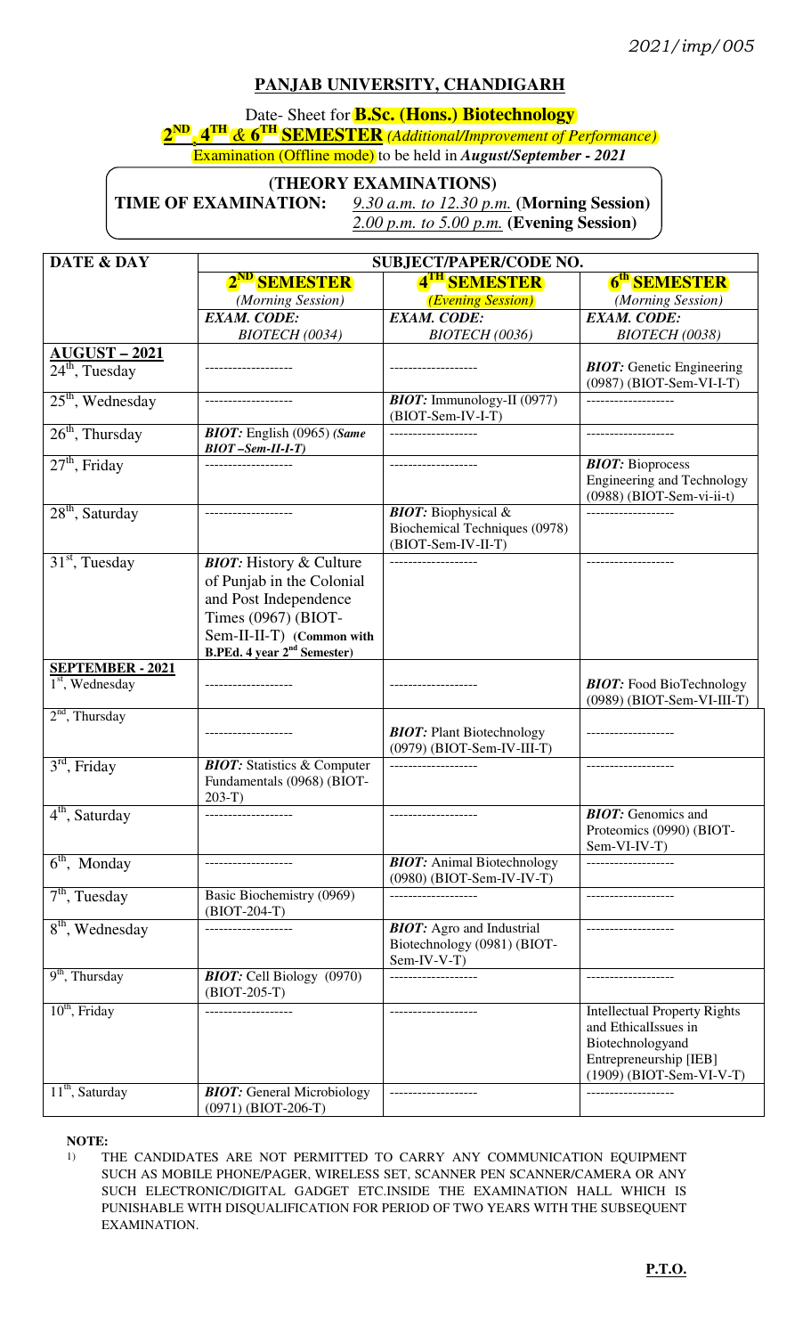*2021/imp/005*

## PANJAB UNIVERSITY, CHANDIGARH

Date- Sheet for **B.Sc. (Hons.) Biotechnology**
**2[ND], 4[TH] & 6[TH] SEMESTER** *(Additional/Improvement of Performance)*
Examination (Offline mode) to be held in ***August/September - 2021***

**(THEORY EXAMINATIONS)**
**TIME OF EXAMINATION:** *9.30 a.m. to 12.30 p.m.* **(Morning Session)**
*2.00 p.m. to 5.00 p.m.* **(Evening Session)**

| DATE & DAY | SUBJECT/PAPER/CODE NO. | | |
|---|---|---|---|
| | **2[ND] SEMESTER** *(Morning Session)* | **4[TH] SEMESTER** *(Evening Session)* | **6[th] SEMESTER** *(Morning Session)* |
| | ***EXAM. CODE:*** *BIOTECH (0034)* | ***EXAM. CODE:*** *BIOTECH (0036)* | ***EXAM. CODE:*** *BIOTECH (0038)* |
| **AUGUST – 2021** 24[th], Tuesday | ------------------- | ------------------- | ***BIOT:*** Genetic Engineering (0987) (BIOT-Sem-VI-I-T) |
| 25[th], Wednesday | ------------------- | ***BIOT:*** Immunology-II (0977) (BIOT-Sem-IV-I-T) | ------------------- |
| 26[th], Thursday | ***BIOT:*** English (0965) ***(Same BIOT –Sem-II-I-T)*** | ------------------- | ------------------- |
| 27[th], Friday | ------------------- | ------------------- | ***BIOT:*** Bioprocess Engineering and Technology (0988) (BIOT-Sem-vi-ii-t) |
| 28[th], Saturday | ------------------- | ***BIOT:*** Biophysical & Biochemical Techniques (0978) (BIOT-Sem-IV-II-T) | ------------------- |
| 31[st], Tuesday | ***BIOT:*** History & Culture of Punjab in the Colonial and Post Independence Times (0967) (BIOT-Sem-II-II-T) **(Common with B.PEd. 4 year 2[nd] Semester)** | ------------------- | ------------------- |
| **SEPTEMBER - 2021** 1[st], Wednesday | ------------------- | ------------------- | ***BIOT:*** Food BioTechnology (0989) (BIOT-Sem-VI-III-T) |
| 2[nd], Thursday | ------------------- | ***BIOT:*** Plant Biotechnology (0979) (BIOT-Sem-IV-III-T) | ------------------- |
| 3[rd], Friday | ***BIOT:*** Statistics & Computer Fundamentals (0968) (BIOT-203-T) | ------------------- | ------------------- |
| 4[th], Saturday | ------------------- | ------------------- | ***BIOT:*** Genomics and Proteomics (0990) (BIOT-Sem-VI-IV-T) |
| 6[th], Monday | ------------------- | ***BIOT:*** Animal Biotechnology (0980) (BIOT-Sem-IV-IV-T) | ------------------- |
| 7[th], Tuesday | Basic Biochemistry (0969) (BIOT-204-T) | ------------------- | ------------------- |
| 8[th], Wednesday | ------------------- | ***BIOT:*** Agro and Industrial Biotechnology (0981) (BIOT-Sem-IV-V-T) | ------------------- |
| 9[th], Thursday | ***BIOT:*** Cell Biology (0970) (BIOT-205-T) | ------------------- | ------------------- |
| 10[th], Friday | ------------------- | ------------------- | Intellectual Property Rights and EthicalIssues in Biotechnologyand Entrepreneurship [IEB] (1909) (BIOT-Sem-VI-V-T) |
| 11[th], Saturday | ***BIOT:*** General Microbiology (0971) (BIOT-206-T) | ------------------- | ------------------- |

**NOTE:**

1) THE CANDIDATES ARE NOT PERMITTED TO CARRY ANY COMMUNICATION EQUIPMENT SUCH AS MOBILE PHONE/PAGER, WIRELESS SET, SCANNER PEN SCANNER/CAMERA OR ANY SUCH ELECTRONIC/DIGITAL GADGET ETC.INSIDE THE EXAMINATION HALL WHICH IS PUNISHABLE WITH DISQUALIFICATION FOR PERIOD OF TWO YEARS WITH THE SUBSEQUENT EXAMINATION.

**P.T.O.**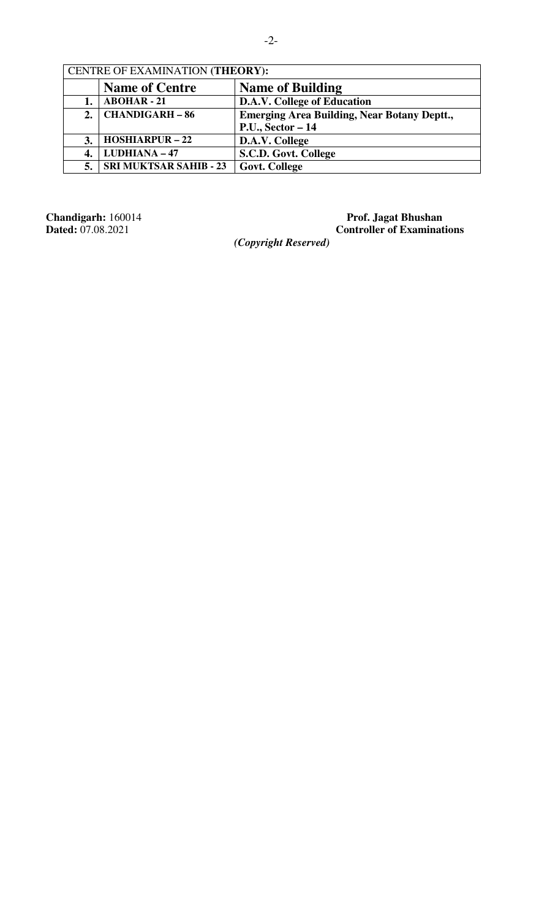| CENTRE OF EXAMINATION (**THEORY**): | | |
|---|---|---|
| | **Name of Centre** | **Name of Building** |
| **1.** | **ABOHAR - 21** | **D.A.V. College of Education** |
| **2.** | **CHANDIGARH – 86** | **Emerging Area Building, Near Botany Deptt., P.U., Sector – 14** |
| **3.** | **HOSHIARPUR – 22** | **D.A.V. College** |
| **4.** | **LUDHIANA – 47** | **S.C.D. Govt. College** |
| **5.** | **SRI MUKTSAR SAHIB - 23** | **Govt. College** |

**Chandigarh:** 160014
**Dated:** 07.08.2021

**Prof. Jagat Bhushan**
**Controller of Examinations**

***(Copyright Reserved)***